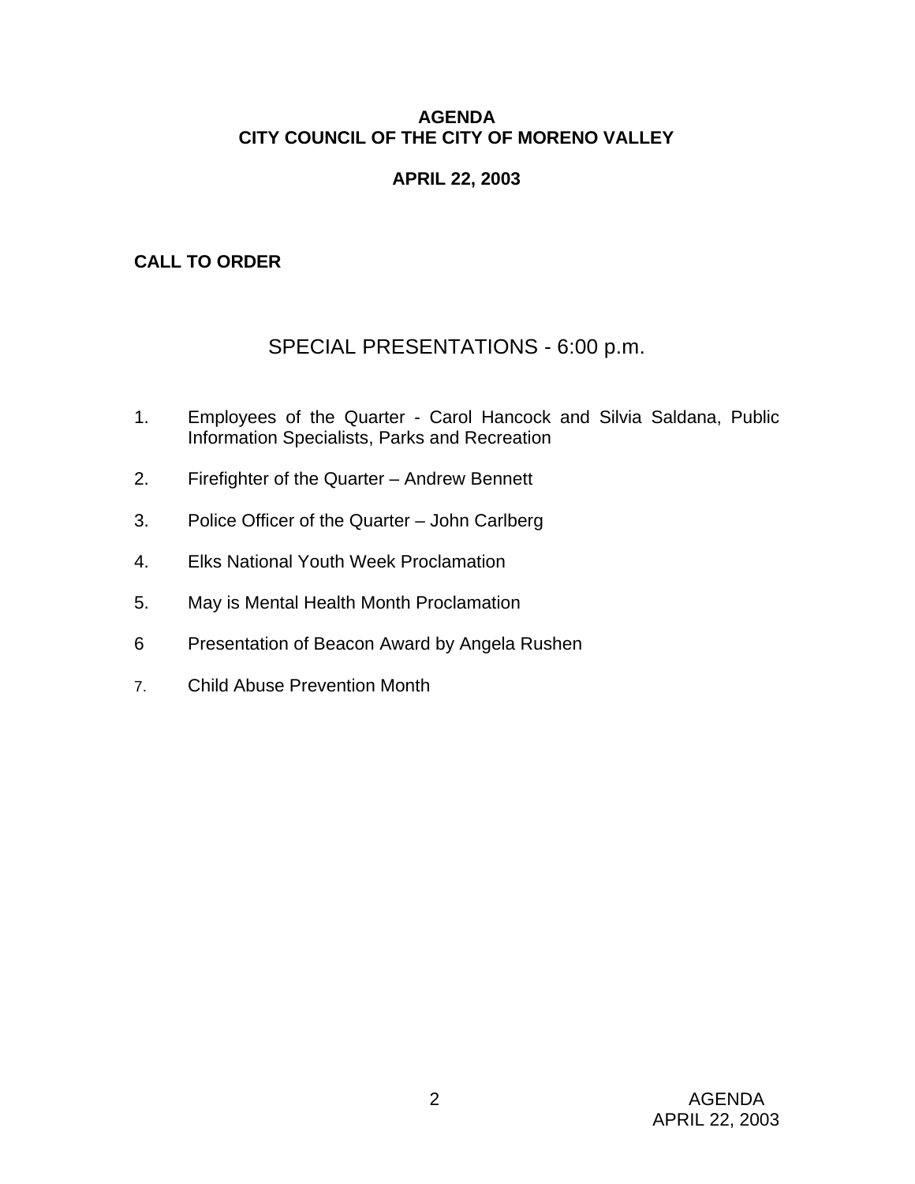# AGENDA
# CITY COUNCIL OF THE CITY OF MORENO VALLEY

## APRIL 22, 2003

**CALL TO ORDER**

## SPECIAL PRESENTATIONS - 6:00 p.m.

1. Employees of the Quarter - Carol Hancock and Silvia Saldana, Public Information Specialists, Parks and Recreation

2. Firefighter of the Quarter – Andrew Bennett

3. Police Officer of the Quarter – John Carlberg

4. Elks National Youth Week Proclamation

5. May is Mental Health Month Proclamation

6 Presentation of Beacon Award by Angela Rushen

7. Child Abuse Prevention Month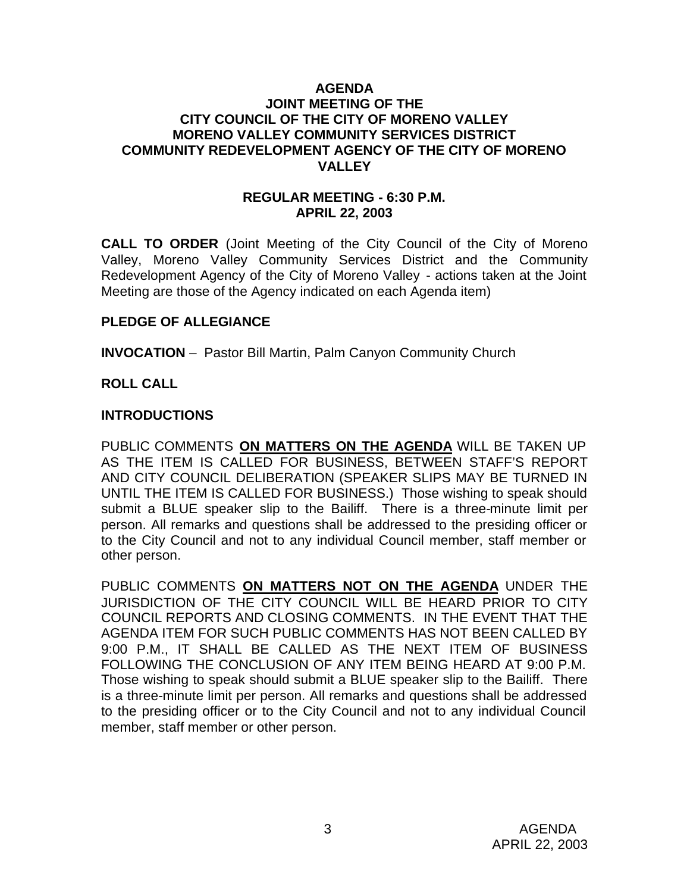# AGENDA
# JOINT MEETING OF THE CITY COUNCIL OF THE CITY OF MORENO VALLEY MORENO VALLEY COMMUNITY SERVICES DISTRICT COMMUNITY REDEVELOPMENT AGENCY OF THE CITY OF MORENO VALLEY

## REGULAR MEETING - 6:30 P.M.
## APRIL 22, 2003

**CALL TO ORDER** (Joint Meeting of the City Council of the City of Moreno Valley, Moreno Valley Community Services District and the Community Redevelopment Agency of the City of Moreno Valley - actions taken at the Joint Meeting are those of the Agency indicated on each Agenda item)

**PLEDGE OF ALLEGIANCE**

**INVOCATION** – Pastor Bill Martin, Palm Canyon Community Church

**ROLL CALL**

**INTRODUCTIONS**

PUBLIC COMMENTS **ON MATTERS ON THE AGENDA** WILL BE TAKEN UP AS THE ITEM IS CALLED FOR BUSINESS, BETWEEN STAFF'S REPORT AND CITY COUNCIL DELIBERATION (SPEAKER SLIPS MAY BE TURNED IN UNTIL THE ITEM IS CALLED FOR BUSINESS.) Those wishing to speak should submit a BLUE speaker slip to the Bailiff. There is a three-minute limit per person. All remarks and questions shall be addressed to the presiding officer or to the City Council and not to any individual Council member, staff member or other person.

PUBLIC COMMENTS **ON MATTERS NOT ON THE AGENDA** UNDER THE JURISDICTION OF THE CITY COUNCIL WILL BE HEARD PRIOR TO CITY COUNCIL REPORTS AND CLOSING COMMENTS. IN THE EVENT THAT THE AGENDA ITEM FOR SUCH PUBLIC COMMENTS HAS NOT BEEN CALLED BY 9:00 P.M., IT SHALL BE CALLED AS THE NEXT ITEM OF BUSINESS FOLLOWING THE CONCLUSION OF ANY ITEM BEING HEARD AT 9:00 P.M. Those wishing to speak should submit a BLUE speaker slip to the Bailiff. There is a three-minute limit per person. All remarks and questions shall be addressed to the presiding officer or to the City Council and not to any individual Council member, staff member or other person.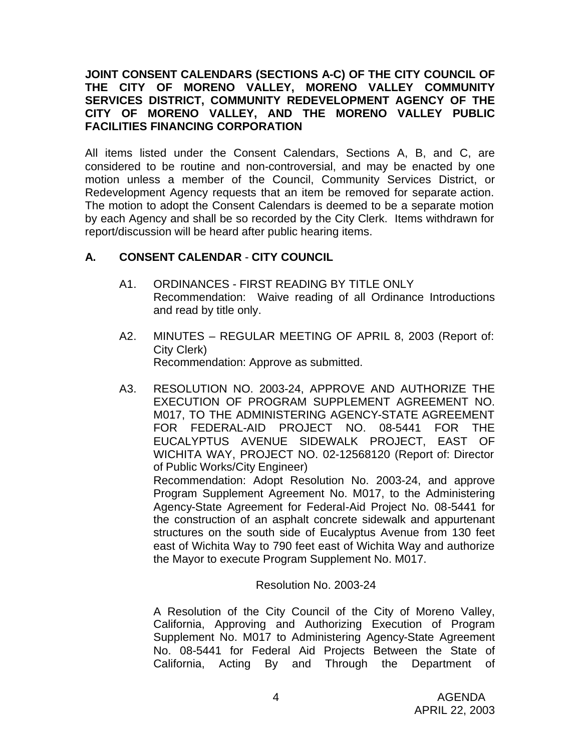**JOINT CONSENT CALENDARS (SECTIONS A-C) OF THE CITY COUNCIL OF THE CITY OF MORENO VALLEY, MORENO VALLEY COMMUNITY SERVICES DISTRICT, COMMUNITY REDEVELOPMENT AGENCY OF THE CITY OF MORENO VALLEY, AND THE MORENO VALLEY PUBLIC FACILITIES FINANCING CORPORATION**

All items listed under the Consent Calendars, Sections A, B, and C, are considered to be routine and non-controversial, and may be enacted by one motion unless a member of the Council, Community Services District, or Redevelopment Agency requests that an item be removed for separate action. The motion to adopt the Consent Calendars is deemed to be a separate motion by each Agency and shall be so recorded by the City Clerk. Items withdrawn for report/discussion will be heard after public hearing items.

## A. CONSENT CALENDAR - CITY COUNCIL

A1. ORDINANCES - FIRST READING BY TITLE ONLY
Recommendation: Waive reading of all Ordinance Introductions and read by title only.

A2. MINUTES – REGULAR MEETING OF APRIL 8, 2003 (Report of: City Clerk)
Recommendation: Approve as submitted.

A3. RESOLUTION NO. 2003-24, APPROVE AND AUTHORIZE THE EXECUTION OF PROGRAM SUPPLEMENT AGREEMENT NO. M017, TO THE ADMINISTERING AGENCY-STATE AGREEMENT FOR FEDERAL-AID PROJECT NO. 08-5441 FOR THE EUCALYPTUS AVENUE SIDEWALK PROJECT, EAST OF WICHITA WAY, PROJECT NO. 02-12568120 (Report of: Director of Public Works/City Engineer)
Recommendation: Adopt Resolution No. 2003-24, and approve Program Supplement Agreement No. M017, to the Administering Agency-State Agreement for Federal-Aid Project No. 08-5441 for the construction of an asphalt concrete sidewalk and appurtenant structures on the south side of Eucalyptus Avenue from 130 feet east of Wichita Way to 790 feet east of Wichita Way and authorize the Mayor to execute Program Supplement No. M017.

Resolution No. 2003-24

A Resolution of the City Council of the City of Moreno Valley, California, Approving and Authorizing Execution of Program Supplement No. M017 to Administering Agency-State Agreement No. 08-5441 for Federal Aid Projects Between the State of California, Acting By and Through the Department of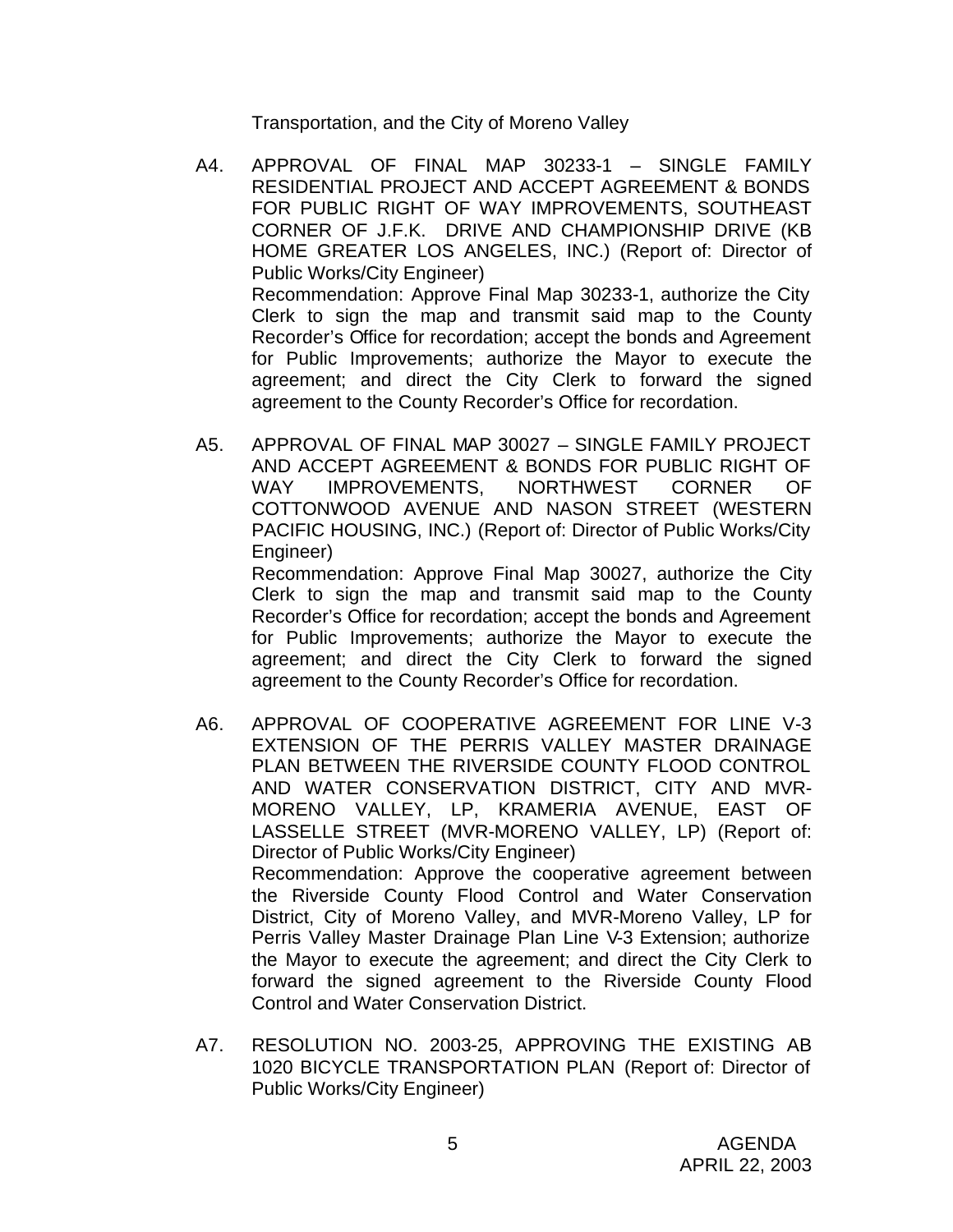Transportation, and the City of Moreno Valley

A4. APPROVAL OF FINAL MAP 30233-1 – SINGLE FAMILY RESIDENTIAL PROJECT AND ACCEPT AGREEMENT & BONDS FOR PUBLIC RIGHT OF WAY IMPROVEMENTS, SOUTHEAST CORNER OF J.F.K. DRIVE AND CHAMPIONSHIP DRIVE (KB HOME GREATER LOS ANGELES, INC.) (Report of: Director of Public Works/City Engineer)
Recommendation: Approve Final Map 30233-1, authorize the City Clerk to sign the map and transmit said map to the County Recorder's Office for recordation; accept the bonds and Agreement for Public Improvements; authorize the Mayor to execute the agreement; and direct the City Clerk to forward the signed agreement to the County Recorder's Office for recordation.

A5. APPROVAL OF FINAL MAP 30027 – SINGLE FAMILY PROJECT AND ACCEPT AGREEMENT & BONDS FOR PUBLIC RIGHT OF WAY IMPROVEMENTS, NORTHWEST CORNER OF COTTONWOOD AVENUE AND NASON STREET (WESTERN PACIFIC HOUSING, INC.) (Report of: Director of Public Works/City Engineer)
Recommendation: Approve Final Map 30027, authorize the City Clerk to sign the map and transmit said map to the County Recorder's Office for recordation; accept the bonds and Agreement for Public Improvements; authorize the Mayor to execute the agreement; and direct the City Clerk to forward the signed agreement to the County Recorder's Office for recordation.

A6. APPROVAL OF COOPERATIVE AGREEMENT FOR LINE V-3 EXTENSION OF THE PERRIS VALLEY MASTER DRAINAGE PLAN BETWEEN THE RIVERSIDE COUNTY FLOOD CONTROL AND WATER CONSERVATION DISTRICT, CITY AND MVR-MORENO VALLEY, LP, KRAMERIA AVENUE, EAST OF LASSELLE STREET (MVR-MORENO VALLEY, LP) (Report of: Director of Public Works/City Engineer)
Recommendation: Approve the cooperative agreement between the Riverside County Flood Control and Water Conservation District, City of Moreno Valley, and MVR-Moreno Valley, LP for Perris Valley Master Drainage Plan Line V-3 Extension; authorize the Mayor to execute the agreement; and direct the City Clerk to forward the signed agreement to the Riverside County Flood Control and Water Conservation District.

A7. RESOLUTION NO. 2003-25, APPROVING THE EXISTING AB 1020 BICYCLE TRANSPORTATION PLAN (Report of: Director of Public Works/City Engineer)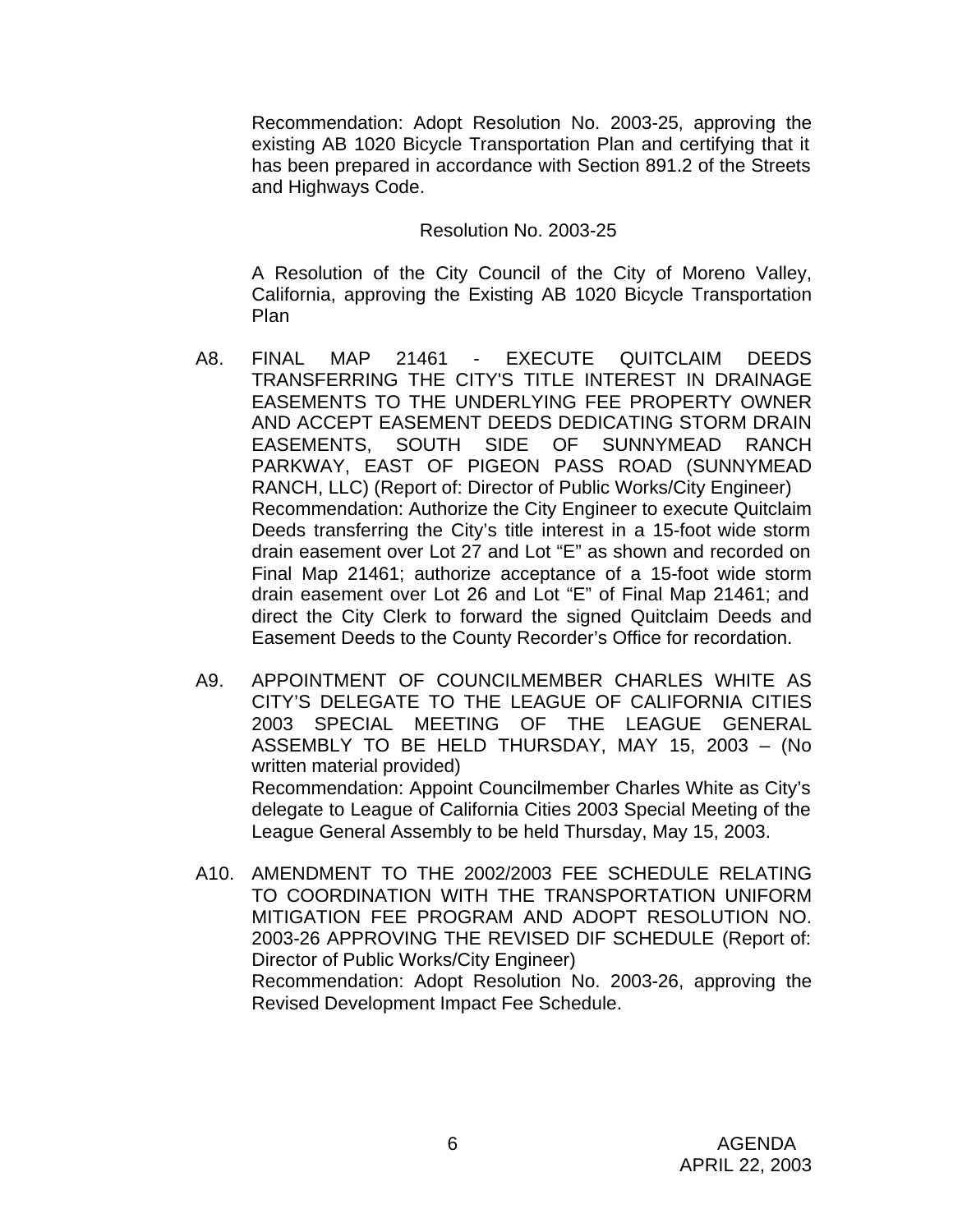Recommendation: Adopt Resolution No. 2003-25, approving the existing AB 1020 Bicycle Transportation Plan and certifying that it has been prepared in accordance with Section 891.2 of the Streets and Highways Code.

Resolution No. 2003-25

A Resolution of the City Council of the City of Moreno Valley, California, approving the Existing AB 1020 Bicycle Transportation Plan

A8. FINAL MAP 21461 - EXECUTE QUITCLAIM DEEDS TRANSFERRING THE CITY'S TITLE INTEREST IN DRAINAGE EASEMENTS TO THE UNDERLYING FEE PROPERTY OWNER AND ACCEPT EASEMENT DEEDS DEDICATING STORM DRAIN EASEMENTS, SOUTH SIDE OF SUNNYMEAD RANCH PARKWAY, EAST OF PIGEON PASS ROAD (SUNNYMEAD RANCH, LLC) (Report of: Director of Public Works/City Engineer)
Recommendation: Authorize the City Engineer to execute Quitclaim Deeds transferring the City's title interest in a 15-foot wide storm drain easement over Lot 27 and Lot "E" as shown and recorded on Final Map 21461; authorize acceptance of a 15-foot wide storm drain easement over Lot 26 and Lot "E" of Final Map 21461; and direct the City Clerk to forward the signed Quitclaim Deeds and Easement Deeds to the County Recorder's Office for recordation.

A9. APPOINTMENT OF COUNCILMEMBER CHARLES WHITE AS CITY'S DELEGATE TO THE LEAGUE OF CALIFORNIA CITIES 2003 SPECIAL MEETING OF THE LEAGUE GENERAL ASSEMBLY TO BE HELD THURSDAY, MAY 15, 2003 – (No written material provided)
Recommendation: Appoint Councilmember Charles White as City's delegate to League of California Cities 2003 Special Meeting of the League General Assembly to be held Thursday, May 15, 2003.

A10. AMENDMENT TO THE 2002/2003 FEE SCHEDULE RELATING TO COORDINATION WITH THE TRANSPORTATION UNIFORM MITIGATION FEE PROGRAM AND ADOPT RESOLUTION NO. 2003-26 APPROVING THE REVISED DIF SCHEDULE (Report of: Director of Public Works/City Engineer)
Recommendation: Adopt Resolution No. 2003-26, approving the Revised Development Impact Fee Schedule.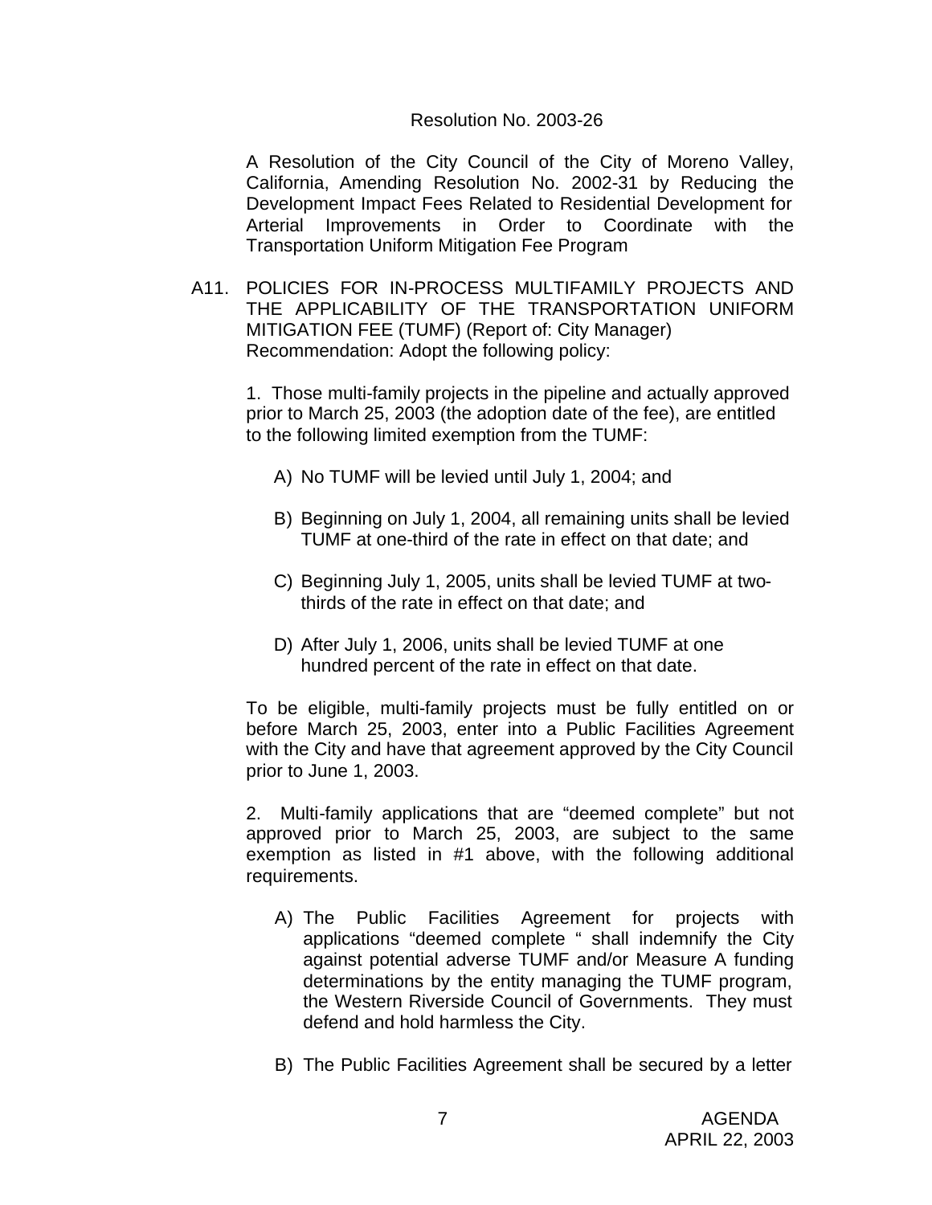Resolution No. 2003-26

A Resolution of the City Council of the City of Moreno Valley, California, Amending Resolution No. 2002-31 by Reducing the Development Impact Fees Related to Residential Development for Arterial Improvements in Order to Coordinate with the Transportation Uniform Mitigation Fee Program

A11. POLICIES FOR IN-PROCESS MULTIFAMILY PROJECTS AND THE APPLICABILITY OF THE TRANSPORTATION UNIFORM MITIGATION FEE (TUMF) (Report of: City Manager)
Recommendation: Adopt the following policy:

1. Those multi-family projects in the pipeline and actually approved prior to March 25, 2003 (the adoption date of the fee), are entitled to the following limited exemption from the TUMF:

A) No TUMF will be levied until July 1, 2004; and

B) Beginning on July 1, 2004, all remaining units shall be levied TUMF at one-third of the rate in effect on that date; and

C) Beginning July 1, 2005, units shall be levied TUMF at two-thirds of the rate in effect on that date; and

D) After July 1, 2006, units shall be levied TUMF at one hundred percent of the rate in effect on that date.

To be eligible, multi-family projects must be fully entitled on or before March 25, 2003, enter into a Public Facilities Agreement with the City and have that agreement approved by the City Council prior to June 1, 2003.

2. Multi-family applications that are "deemed complete" but not approved prior to March 25, 2003, are subject to the same exemption as listed in #1 above, with the following additional requirements.

A) The Public Facilities Agreement for projects with applications "deemed complete " shall indemnify the City against potential adverse TUMF and/or Measure A funding determinations by the entity managing the TUMF program, the Western Riverside Council of Governments. They must defend and hold harmless the City.

B) The Public Facilities Agreement shall be secured by a letter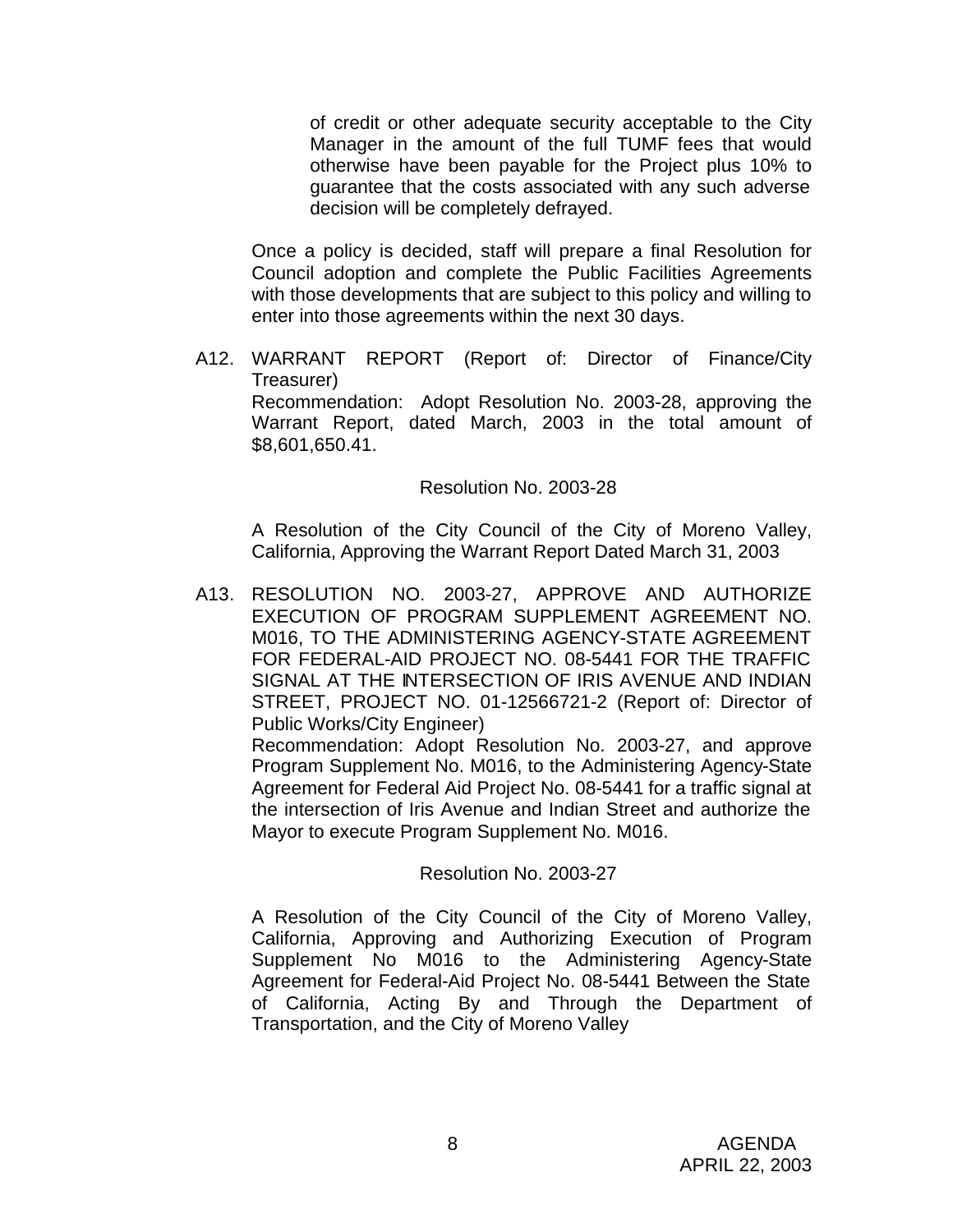of credit or other adequate security acceptable to the City Manager in the amount of the full TUMF fees that would otherwise have been payable for the Project plus 10% to guarantee that the costs associated with any such adverse decision will be completely defrayed.

Once a policy is decided, staff will prepare a final Resolution for Council adoption and complete the Public Facilities Agreements with those developments that are subject to this policy and willing to enter into those agreements within the next 30 days.

A12. WARRANT REPORT (Report of: Director of Finance/City Treasurer)
Recommendation: Adopt Resolution No. 2003-28, approving the Warrant Report, dated March, 2003 in the total amount of $8,601,650.41.

Resolution No. 2003-28

A Resolution of the City Council of the City of Moreno Valley, California, Approving the Warrant Report Dated March 31, 2003

A13. RESOLUTION NO. 2003-27, APPROVE AND AUTHORIZE EXECUTION OF PROGRAM SUPPLEMENT AGREEMENT NO. M016, TO THE ADMINISTERING AGENCY-STATE AGREEMENT FOR FEDERAL-AID PROJECT NO. 08-5441 FOR THE TRAFFIC SIGNAL AT THE INTERSECTION OF IRIS AVENUE AND INDIAN STREET, PROJECT NO. 01-12566721-2 (Report of: Director of Public Works/City Engineer)
Recommendation: Adopt Resolution No. 2003-27, and approve Program Supplement No. M016, to the Administering Agency-State Agreement for Federal Aid Project No. 08-5441 for a traffic signal at the intersection of Iris Avenue and Indian Street and authorize the Mayor to execute Program Supplement No. M016.

Resolution No. 2003-27

A Resolution of the City Council of the City of Moreno Valley, California, Approving and Authorizing Execution of Program Supplement No M016 to the Administering Agency-State Agreement for Federal-Aid Project No. 08-5441 Between the State of California, Acting By and Through the Department of Transportation, and the City of Moreno Valley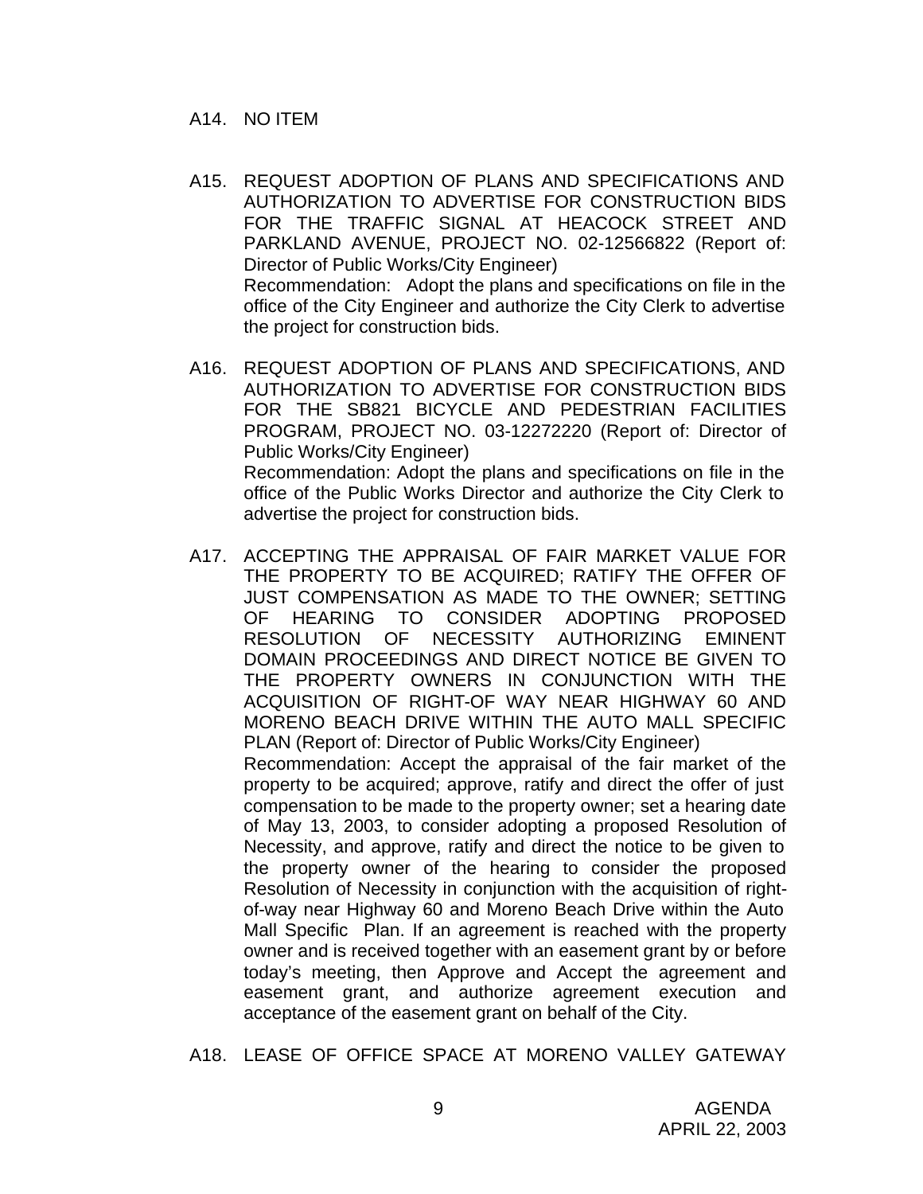A14. NO ITEM

A15. REQUEST ADOPTION OF PLANS AND SPECIFICATIONS AND AUTHORIZATION TO ADVERTISE FOR CONSTRUCTION BIDS FOR THE TRAFFIC SIGNAL AT HEACOCK STREET AND PARKLAND AVENUE, PROJECT NO. 02-12566822 (Report of: Director of Public Works/City Engineer)
Recommendation: Adopt the plans and specifications on file in the office of the City Engineer and authorize the City Clerk to advertise the project for construction bids.

A16. REQUEST ADOPTION OF PLANS AND SPECIFICATIONS, AND AUTHORIZATION TO ADVERTISE FOR CONSTRUCTION BIDS FOR THE SB821 BICYCLE AND PEDESTRIAN FACILITIES PROGRAM, PROJECT NO. 03-12272220 (Report of: Director of Public Works/City Engineer)
Recommendation: Adopt the plans and specifications on file in the office of the Public Works Director and authorize the City Clerk to advertise the project for construction bids.

A17. ACCEPTING THE APPRAISAL OF FAIR MARKET VALUE FOR THE PROPERTY TO BE ACQUIRED; RATIFY THE OFFER OF JUST COMPENSATION AS MADE TO THE OWNER; SETTING OF HEARING TO CONSIDER ADOPTING PROPOSED RESOLUTION OF NECESSITY AUTHORIZING EMINENT DOMAIN PROCEEDINGS AND DIRECT NOTICE BE GIVEN TO THE PROPERTY OWNERS IN CONJUNCTION WITH THE ACQUISITION OF RIGHT-OF WAY NEAR HIGHWAY 60 AND MORENO BEACH DRIVE WITHIN THE AUTO MALL SPECIFIC PLAN (Report of: Director of Public Works/City Engineer)
Recommendation: Accept the appraisal of the fair market of the property to be acquired; approve, ratify and direct the offer of just compensation to be made to the property owner; set a hearing date of May 13, 2003, to consider adopting a proposed Resolution of Necessity, and approve, ratify and direct the notice to be given to the property owner of the hearing to consider the proposed Resolution of Necessity in conjunction with the acquisition of right-of-way near Highway 60 and Moreno Beach Drive within the Auto Mall Specific Plan. If an agreement is reached with the property owner and is received together with an easement grant by or before today's meeting, then Approve and Accept the agreement and easement grant, and authorize agreement execution and acceptance of the easement grant on behalf of the City.

A18. LEASE OF OFFICE SPACE AT MORENO VALLEY GATEWAY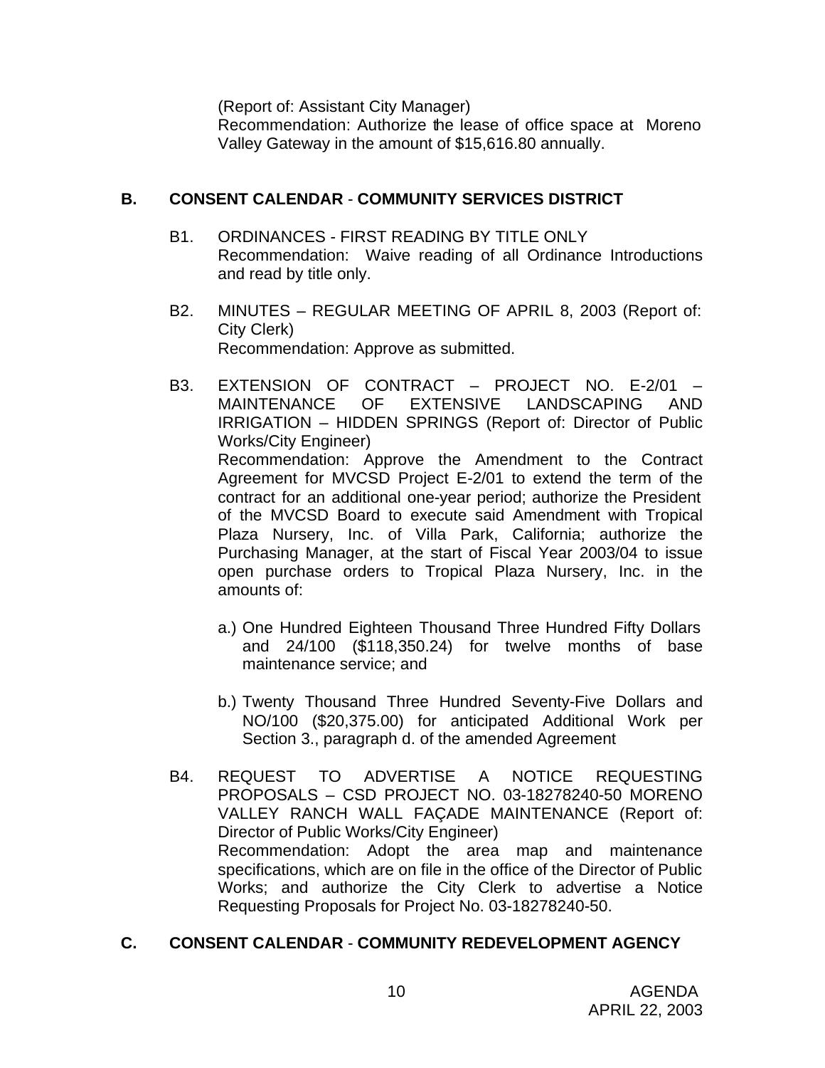(Report of: Assistant City Manager)
Recommendation: Authorize the lease of office space at Moreno Valley Gateway in the amount of $15,616.80 annually.

## B. CONSENT CALENDAR - COMMUNITY SERVICES DISTRICT

B1. ORDINANCES - FIRST READING BY TITLE ONLY
Recommendation: Waive reading of all Ordinance Introductions and read by title only.

B2. MINUTES – REGULAR MEETING OF APRIL 8, 2003 (Report of: City Clerk)
Recommendation: Approve as submitted.

B3. EXTENSION OF CONTRACT – PROJECT NO. E-2/01 – MAINTENANCE OF EXTENSIVE LANDSCAPING AND IRRIGATION – HIDDEN SPRINGS (Report of: Director of Public Works/City Engineer)
Recommendation: Approve the Amendment to the Contract Agreement for MVCSD Project E-2/01 to extend the term of the contract for an additional one-year period; authorize the President of the MVCSD Board to execute said Amendment with Tropical Plaza Nursery, Inc. of Villa Park, California; authorize the Purchasing Manager, at the start of Fiscal Year 2003/04 to issue open purchase orders to Tropical Plaza Nursery, Inc. in the amounts of:

a.) One Hundred Eighteen Thousand Three Hundred Fifty Dollars and 24/100 ($118,350.24) for twelve months of base maintenance service; and

b.) Twenty Thousand Three Hundred Seventy-Five Dollars and NO/100 ($20,375.00) for anticipated Additional Work per Section 3., paragraph d. of the amended Agreement

B4. REQUEST TO ADVERTISE A NOTICE REQUESTING PROPOSALS – CSD PROJECT NO. 03-18278240-50 MORENO VALLEY RANCH WALL FAÇADE MAINTENANCE (Report of: Director of Public Works/City Engineer)
Recommendation: Adopt the area map and maintenance specifications, which are on file in the office of the Director of Public Works; and authorize the City Clerk to advertise a Notice Requesting Proposals for Project No. 03-18278240-50.

## C. CONSENT CALENDAR - COMMUNITY REDEVELOPMENT AGENCY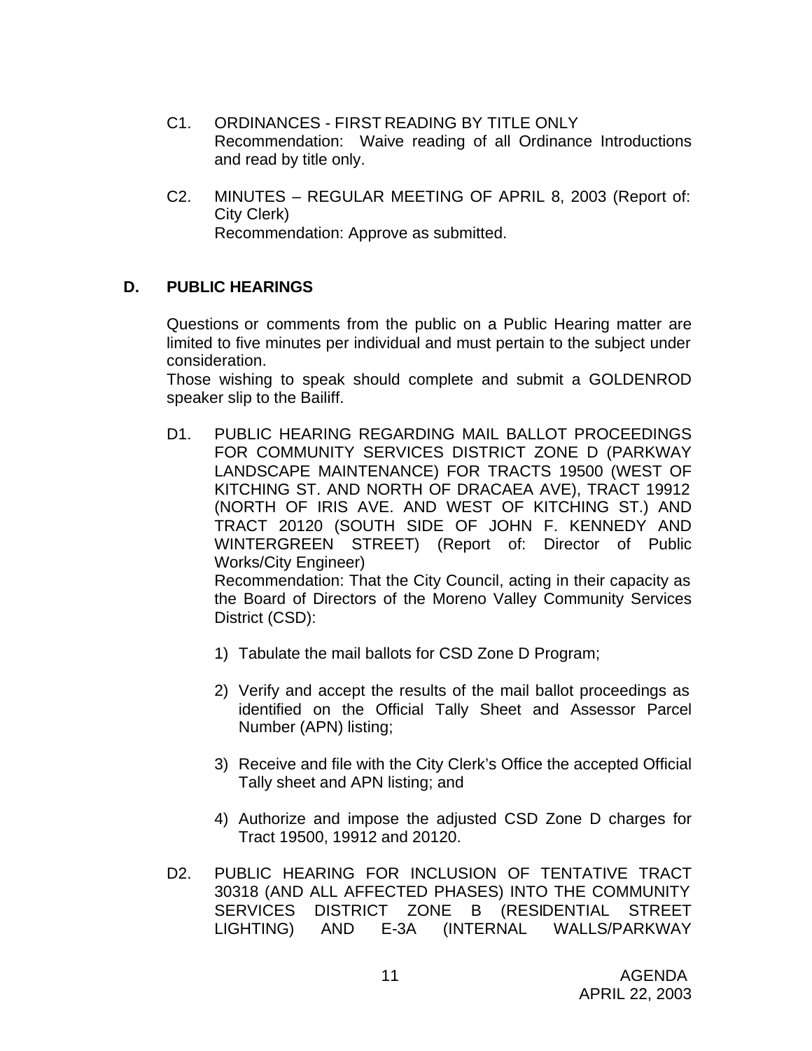C1. ORDINANCES - FIRST READING BY TITLE ONLY
Recommendation: Waive reading of all Ordinance Introductions and read by title only.

C2. MINUTES – REGULAR MEETING OF APRIL 8, 2003 (Report of: City Clerk)
Recommendation: Approve as submitted.

## D. PUBLIC HEARINGS

Questions or comments from the public on a Public Hearing matter are limited to five minutes per individual and must pertain to the subject under consideration.
Those wishing to speak should complete and submit a GOLDENROD speaker slip to the Bailiff.

D1. PUBLIC HEARING REGARDING MAIL BALLOT PROCEEDINGS FOR COMMUNITY SERVICES DISTRICT ZONE D (PARKWAY LANDSCAPE MAINTENANCE) FOR TRACTS 19500 (WEST OF KITCHING ST. AND NORTH OF DRACAEA AVE), TRACT 19912 (NORTH OF IRIS AVE. AND WEST OF KITCHING ST.) AND TRACT 20120 (SOUTH SIDE OF JOHN F. KENNEDY AND WINTERGREEN STREET) (Report of: Director of Public Works/City Engineer)
Recommendation: That the City Council, acting in their capacity as the Board of Directors of the Moreno Valley Community Services District (CSD):

1) Tabulate the mail ballots for CSD Zone D Program;

2) Verify and accept the results of the mail ballot proceedings as identified on the Official Tally Sheet and Assessor Parcel Number (APN) listing;

3) Receive and file with the City Clerk's Office the accepted Official Tally sheet and APN listing; and

4) Authorize and impose the adjusted CSD Zone D charges for Tract 19500, 19912 and 20120.

D2. PUBLIC HEARING FOR INCLUSION OF TENTATIVE TRACT 30318 (AND ALL AFFECTED PHASES) INTO THE COMMUNITY SERVICES DISTRICT ZONE B (RESIDENTIAL STREET LIGHTING) AND E-3A (INTERNAL WALLS/PARKWAY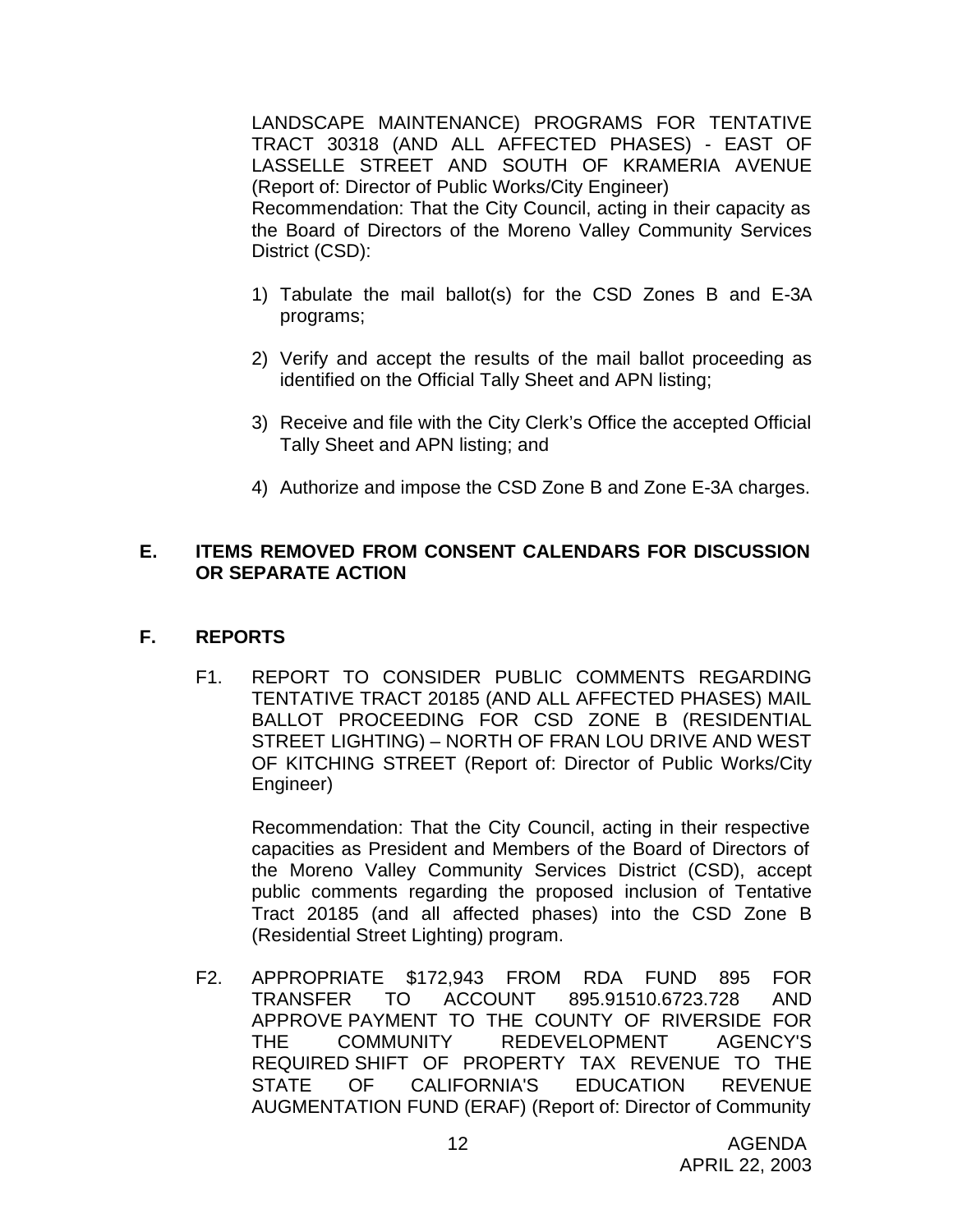LANDSCAPE MAINTENANCE) PROGRAMS FOR TENTATIVE TRACT 30318 (AND ALL AFFECTED PHASES) - EAST OF LASSELLE STREET AND SOUTH OF KRAMERIA AVENUE (Report of: Director of Public Works/City Engineer)

Recommendation: That the City Council, acting in their capacity as the Board of Directors of the Moreno Valley Community Services District (CSD):

1) Tabulate the mail ballot(s) for the CSD Zones B and E-3A programs;

2) Verify and accept the results of the mail ballot proceeding as identified on the Official Tally Sheet and APN listing;

3) Receive and file with the City Clerk's Office the accepted Official Tally Sheet and APN listing; and

4) Authorize and impose the CSD Zone B and Zone E-3A charges.

## E. ITEMS REMOVED FROM CONSENT CALENDARS FOR DISCUSSION OR SEPARATE ACTION

## F. REPORTS

F1. REPORT TO CONSIDER PUBLIC COMMENTS REGARDING TENTATIVE TRACT 20185 (AND ALL AFFECTED PHASES) MAIL BALLOT PROCEEDING FOR CSD ZONE B (RESIDENTIAL STREET LIGHTING) – NORTH OF FRAN LOU DRIVE AND WEST OF KITCHING STREET (Report of: Director of Public Works/City Engineer)

Recommendation: That the City Council, acting in their respective capacities as President and Members of the Board of Directors of the Moreno Valley Community Services District (CSD), accept public comments regarding the proposed inclusion of Tentative Tract 20185 (and all affected phases) into the CSD Zone B (Residential Street Lighting) program.

F2. APPROPRIATE $172,943 FROM RDA FUND 895 FOR TRANSFER TO ACCOUNT 895.91510.6723.728 AND APPROVE PAYMENT TO THE COUNTY OF RIVERSIDE FOR THE COMMUNITY REDEVELOPMENT AGENCY'S REQUIRED SHIFT OF PROPERTY TAX REVENUE TO THE STATE OF CALIFORNIA'S EDUCATION REVENUE AUGMENTATION FUND (ERAF) (Report of: Director of Community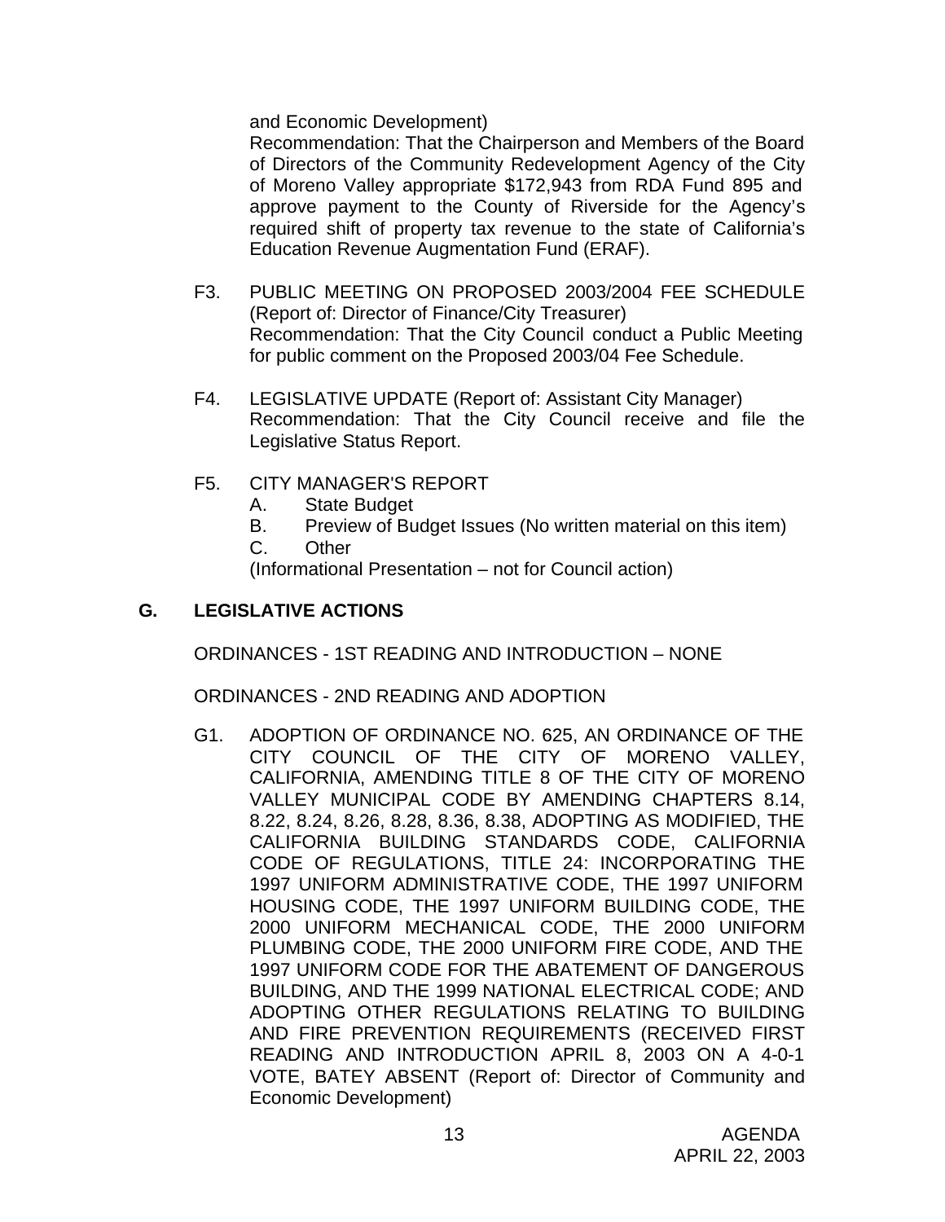and Economic Development)

Recommendation: That the Chairperson and Members of the Board of Directors of the Community Redevelopment Agency of the City of Moreno Valley appropriate $172,943 from RDA Fund 895 and approve payment to the County of Riverside for the Agency's required shift of property tax revenue to the state of California's Education Revenue Augmentation Fund (ERAF).

F3. PUBLIC MEETING ON PROPOSED 2003/2004 FEE SCHEDULE (Report of: Director of Finance/City Treasurer)
Recommendation: That the City Council conduct a Public Meeting for public comment on the Proposed 2003/04 Fee Schedule.

F4. LEGISLATIVE UPDATE (Report of: Assistant City Manager)
Recommendation: That the City Council receive and file the Legislative Status Report.

F5. CITY MANAGER'S REPORT
- A. State Budget
- B. Preview of Budget Issues (No written material on this item)
- C. Other

(Informational Presentation – not for Council action)

## G. LEGISLATIVE ACTIONS

ORDINANCES - 1ST READING AND INTRODUCTION – NONE

ORDINANCES - 2ND READING AND ADOPTION

G1. ADOPTION OF ORDINANCE NO. 625, AN ORDINANCE OF THE CITY COUNCIL OF THE CITY OF MORENO VALLEY, CALIFORNIA, AMENDING TITLE 8 OF THE CITY OF MORENO VALLEY MUNICIPAL CODE BY AMENDING CHAPTERS 8.14, 8.22, 8.24, 8.26, 8.28, 8.36, 8.38, ADOPTING AS MODIFIED, THE CALIFORNIA BUILDING STANDARDS CODE, CALIFORNIA CODE OF REGULATIONS, TITLE 24: INCORPORATING THE 1997 UNIFORM ADMINISTRATIVE CODE, THE 1997 UNIFORM HOUSING CODE, THE 1997 UNIFORM BUILDING CODE, THE 2000 UNIFORM MECHANICAL CODE, THE 2000 UNIFORM PLUMBING CODE, THE 2000 UNIFORM FIRE CODE, AND THE 1997 UNIFORM CODE FOR THE ABATEMENT OF DANGEROUS BUILDING, AND THE 1999 NATIONAL ELECTRICAL CODE; AND ADOPTING OTHER REGULATIONS RELATING TO BUILDING AND FIRE PREVENTION REQUIREMENTS (RECEIVED FIRST READING AND INTRODUCTION APRIL 8, 2003 ON A 4-0-1 VOTE, BATEY ABSENT (Report of: Director of Community and Economic Development)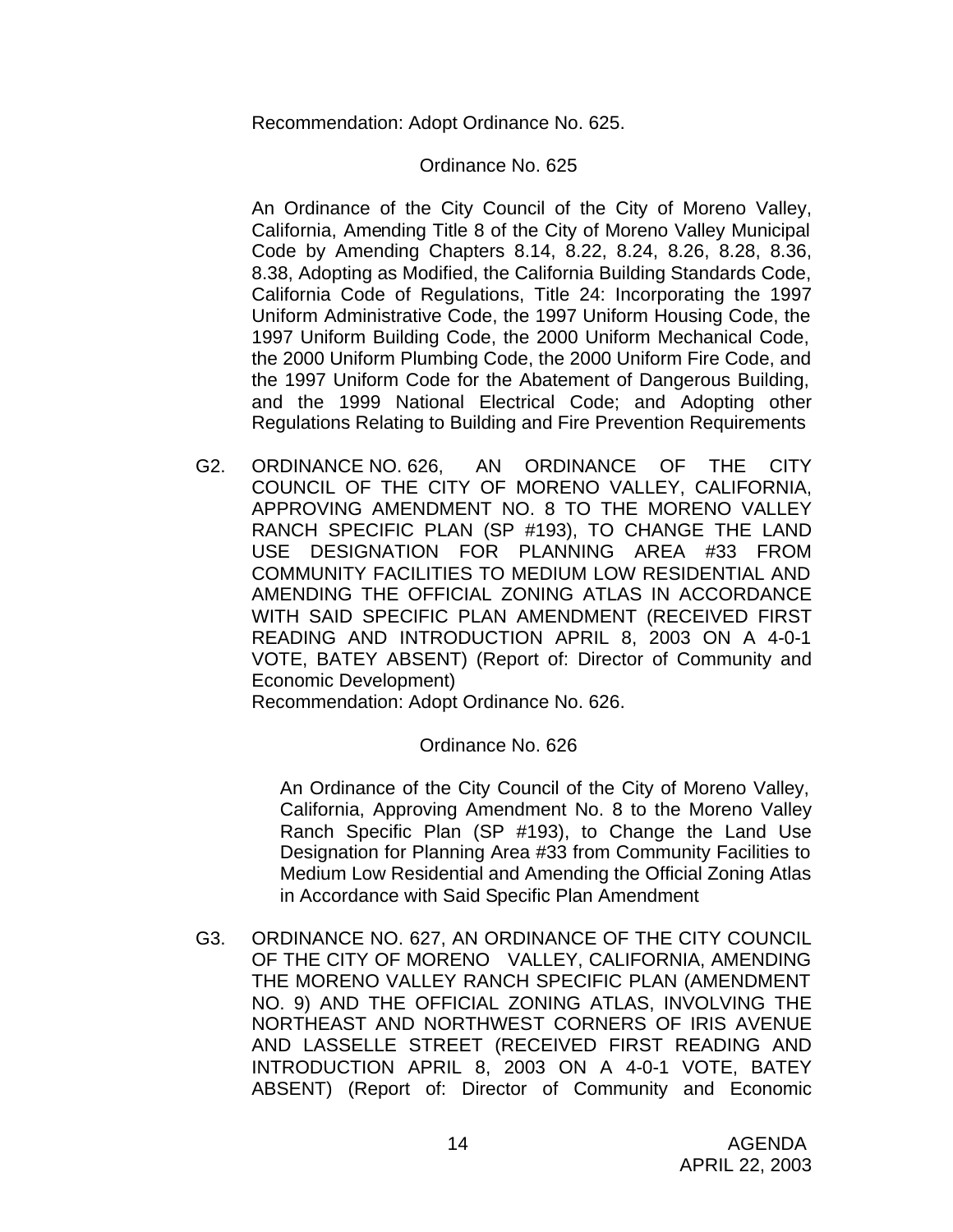Recommendation: Adopt Ordinance No. 625.

Ordinance No. 625

An Ordinance of the City Council of the City of Moreno Valley, California, Amending Title 8 of the City of Moreno Valley Municipal Code by Amending Chapters 8.14, 8.22, 8.24, 8.26, 8.28, 8.36, 8.38, Adopting as Modified, the California Building Standards Code, California Code of Regulations, Title 24: Incorporating the 1997 Uniform Administrative Code, the 1997 Uniform Housing Code, the 1997 Uniform Building Code, the 2000 Uniform Mechanical Code, the 2000 Uniform Plumbing Code, the 2000 Uniform Fire Code, and the 1997 Uniform Code for the Abatement of Dangerous Building, and the 1999 National Electrical Code; and Adopting other Regulations Relating to Building and Fire Prevention Requirements

G2. ORDINANCE NO. 626, AN ORDINANCE OF THE CITY COUNCIL OF THE CITY OF MORENO VALLEY, CALIFORNIA, APPROVING AMENDMENT NO. 8 TO THE MORENO VALLEY RANCH SPECIFIC PLAN (SP #193), TO CHANGE THE LAND USE DESIGNATION FOR PLANNING AREA #33 FROM COMMUNITY FACILITIES TO MEDIUM LOW RESIDENTIAL AND AMENDING THE OFFICIAL ZONING ATLAS IN ACCORDANCE WITH SAID SPECIFIC PLAN AMENDMENT (RECEIVED FIRST READING AND INTRODUCTION APRIL 8, 2003 ON A 4-0-1 VOTE, BATEY ABSENT) (Report of: Director of Community and Economic Development)
Recommendation: Adopt Ordinance No. 626.

Ordinance No. 626

An Ordinance of the City Council of the City of Moreno Valley, California, Approving Amendment No. 8 to the Moreno Valley Ranch Specific Plan (SP #193), to Change the Land Use Designation for Planning Area #33 from Community Facilities to Medium Low Residential and Amending the Official Zoning Atlas in Accordance with Said Specific Plan Amendment

G3. ORDINANCE NO. 627, AN ORDINANCE OF THE CITY COUNCIL OF THE CITY OF MORENO VALLEY, CALIFORNIA, AMENDING THE MORENO VALLEY RANCH SPECIFIC PLAN (AMENDMENT NO. 9) AND THE OFFICIAL ZONING ATLAS, INVOLVING THE NORTHEAST AND NORTHWEST CORNERS OF IRIS AVENUE AND LASSELLE STREET (RECEIVED FIRST READING AND INTRODUCTION APRIL 8, 2003 ON A 4-0-1 VOTE, BATEY ABSENT) (Report of: Director of Community and Economic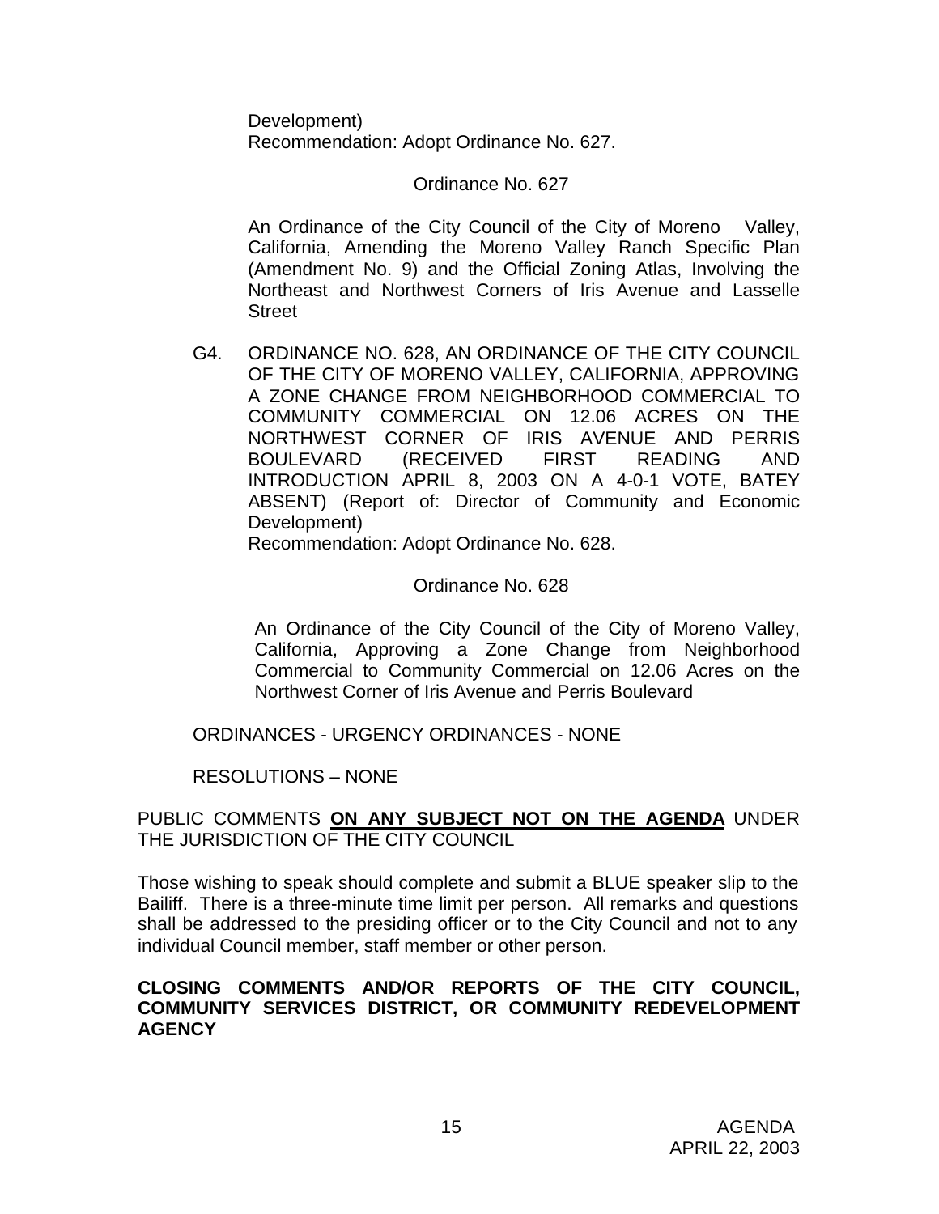Development)
Recommendation: Adopt Ordinance No. 627.

Ordinance No. 627

An Ordinance of the City Council of the City of Moreno Valley, California, Amending the Moreno Valley Ranch Specific Plan (Amendment No. 9) and the Official Zoning Atlas, Involving the Northeast and Northwest Corners of Iris Avenue and Lasselle Street

G4. ORDINANCE NO. 628, AN ORDINANCE OF THE CITY COUNCIL OF THE CITY OF MORENO VALLEY, CALIFORNIA, APPROVING A ZONE CHANGE FROM NEIGHBORHOOD COMMERCIAL TO COMMUNITY COMMERCIAL ON 12.06 ACRES ON THE NORTHWEST CORNER OF IRIS AVENUE AND PERRIS BOULEVARD (RECEIVED FIRST READING AND INTRODUCTION APRIL 8, 2003 ON A 4-0-1 VOTE, BATEY ABSENT) (Report of: Director of Community and Economic Development)
Recommendation: Adopt Ordinance No. 628.

Ordinance No. 628

An Ordinance of the City Council of the City of Moreno Valley, California, Approving a Zone Change from Neighborhood Commercial to Community Commercial on 12.06 Acres on the Northwest Corner of Iris Avenue and Perris Boulevard

ORDINANCES - URGENCY ORDINANCES - NONE

RESOLUTIONS – NONE

PUBLIC COMMENTS **ON ANY SUBJECT NOT ON THE AGENDA** UNDER THE JURISDICTION OF THE CITY COUNCIL

Those wishing to speak should complete and submit a BLUE speaker slip to the Bailiff. There is a three-minute time limit per person. All remarks and questions shall be addressed to the presiding officer or to the City Council and not to any individual Council member, staff member or other person.

**CLOSING COMMENTS AND/OR REPORTS OF THE CITY COUNCIL, COMMUNITY SERVICES DISTRICT, OR COMMUNITY REDEVELOPMENT AGENCY**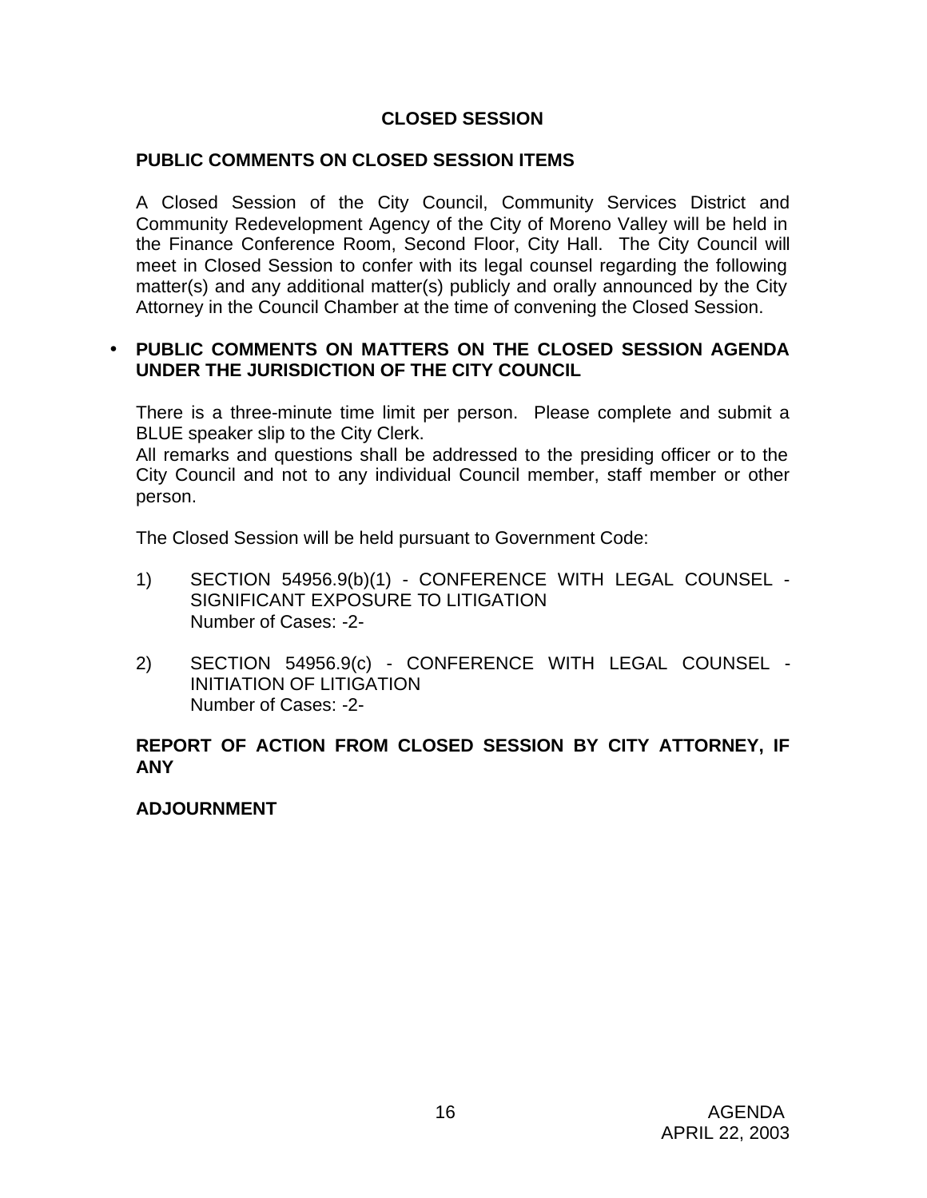## CLOSED SESSION

### PUBLIC COMMENTS ON CLOSED SESSION ITEMS

A Closed Session of the City Council, Community Services District and Community Redevelopment Agency of the City of Moreno Valley will be held in the Finance Conference Room, Second Floor, City Hall. The City Council will meet in Closed Session to confer with its legal counsel regarding the following matter(s) and any additional matter(s) publicly and orally announced by the City Attorney in the Council Chamber at the time of convening the Closed Session.

- **PUBLIC COMMENTS ON MATTERS ON THE CLOSED SESSION AGENDA UNDER THE JURISDICTION OF THE CITY COUNCIL**

There is a three-minute time limit per person. Please complete and submit a BLUE speaker slip to the City Clerk.
All remarks and questions shall be addressed to the presiding officer or to the City Council and not to any individual Council member, staff member or other person.

The Closed Session will be held pursuant to Government Code:

1) SECTION 54956.9(b)(1) - CONFERENCE WITH LEGAL COUNSEL - SIGNIFICANT EXPOSURE TO LITIGATION
   Number of Cases: -2-

2) SECTION 54956.9(c) - CONFERENCE WITH LEGAL COUNSEL - INITIATION OF LITIGATION
   Number of Cases: -2-

**REPORT OF ACTION FROM CLOSED SESSION BY CITY ATTORNEY, IF ANY**

**ADJOURNMENT**